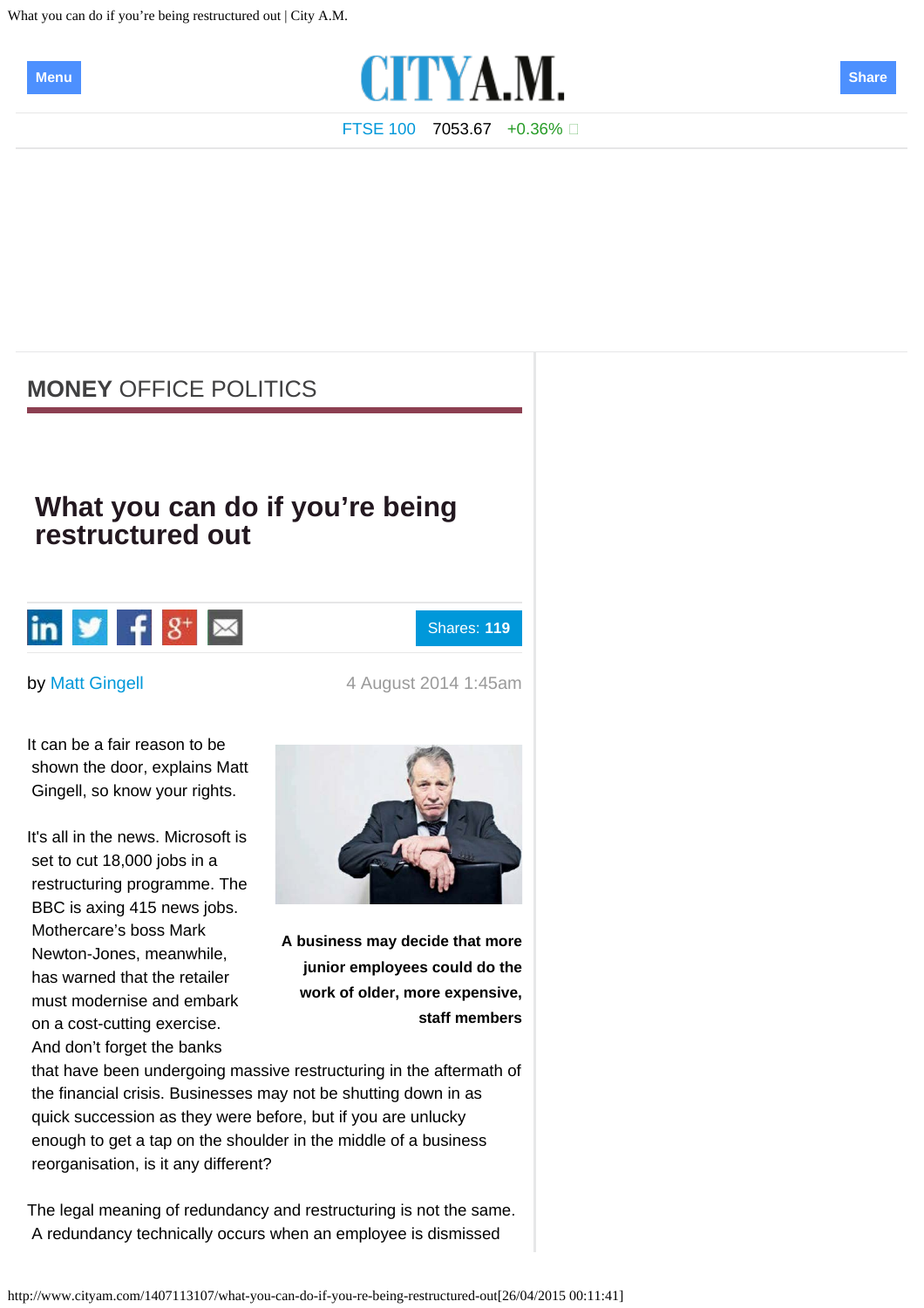MONEY OFFICE POLITICS

# What you can do if you're being restructured out

by Matt Gingell

4 August 2014 1:45am

It can be a fair reason to be shown the door, explains Matt Gingell, so know your rights.

**A business may decide that more junior employees could do the work of older, more expensive, staff members**

It's all in the news. Microsoft is set to cut 18,000 jobs in a restructuring programme. The BBC is axing 415 news jobs. Mothercare's boss Mark Newton-Jones, meanwhile, has warned that the retailer must modernise and embark on a cost-cutting exercise. And don't forget the banks that have been undergoing massive restructuring in the aftermath of the financial crisis. Businesses may not be shutting down in as quick succession as they were before, but if you are unlucky enough to get a tap on the shoulder in the middle of a business reorganisation, is it any different?

The legal meaning of redundancy and restructuring is not the same. A redundancy technically occurs when an employee is dismissed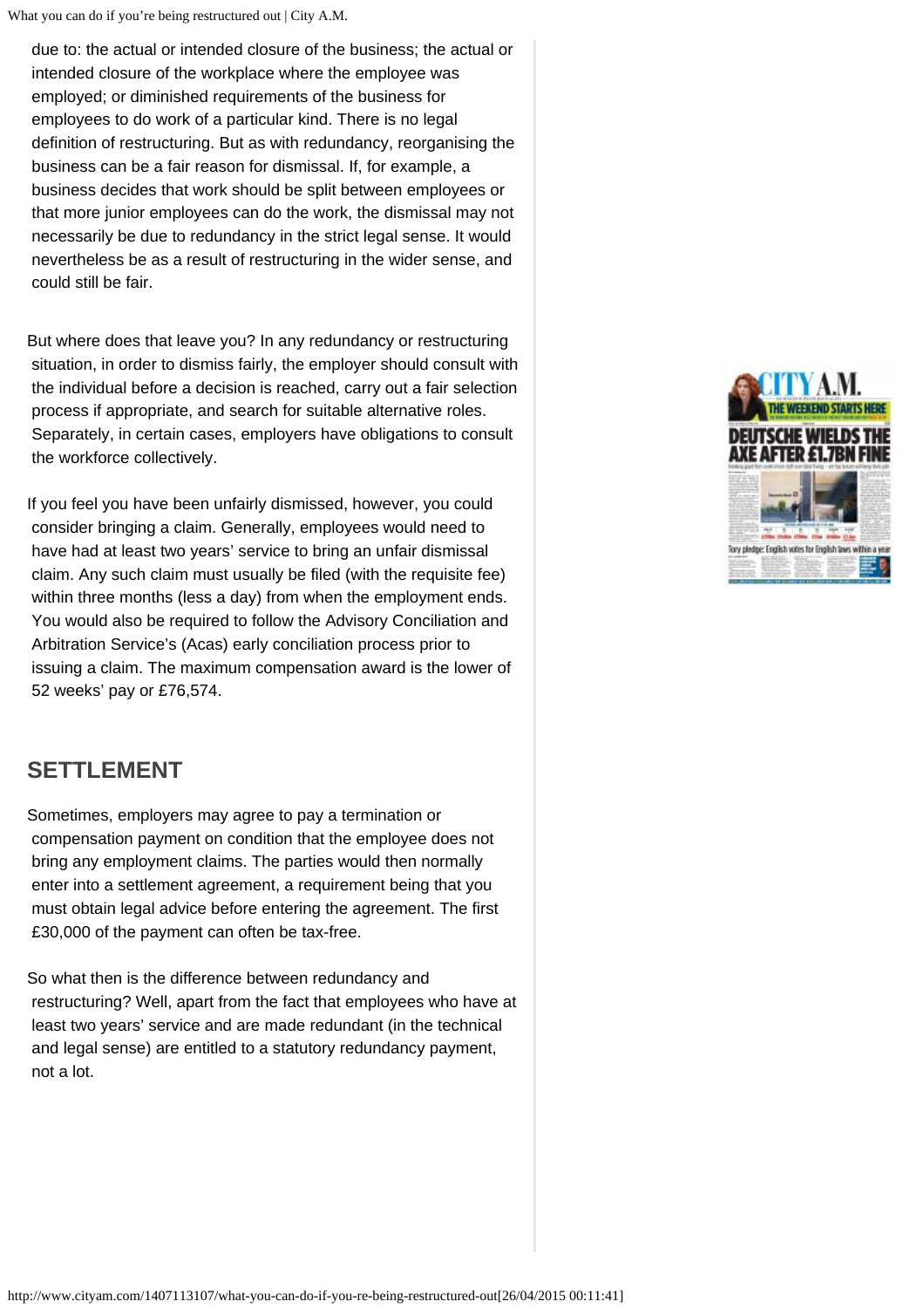due to: the actual or intended closure of the business; the actual or intended closure of the workplace where the employee was employed; or diminished requirements of the business for employees to do work of a particular kind. There is no legal definition of restructuring. But as with redundancy, reorganising the business can be a fair reason for dismissal. If, for example, a business decides that work should be split between employees or that more junior employees can do the work, the dismissal may not necessarily be due to redundancy in the strict legal sense. It would nevertheless be as a result of restructuring in the wider sense, and could still be fair.

But where does that leave you? In any redundancy or restructuring situation, in order to dismiss fairly, the employer should consult with the individual before a decision is reached, carry out a fair selection process if appropriate, and search for suitable alternative roles. Separately, in certain cases, employers have obligations to consult the workforce collectively.

If you feel you have been unfairly dismissed, however, you could consider bringing a claim. Generally, employees would need to have had at least two years' service to bring an unfair dismissal claim. Any such claim must usually be filed (with the requisite fee) within three months (less a day) from when the employment ends. You would also be required to follow the Advisory Conciliation and Arbitration Service's (Acas) early conciliation process prior to issuing a claim. The maximum compensation award is the lower of 52 weeks' pay or £76,574.

## SETTLEMENT

Sometimes, employers may agree to pay a termination or compensation payment on condition that the employee does not bring any employment claims. The parties would then normally enter into a settlement agreement, a requirement being that you must obtain legal advice before entering the agreement. The first £30,000 of the payment can often be tax-free.

So what then is the difference between redundancy and restructuring? Well, apart from the fact that employees who have at least two years' service and are made redundant (in the technical and legal sense) are entitled to a statutory redundancy payment, not a lot.